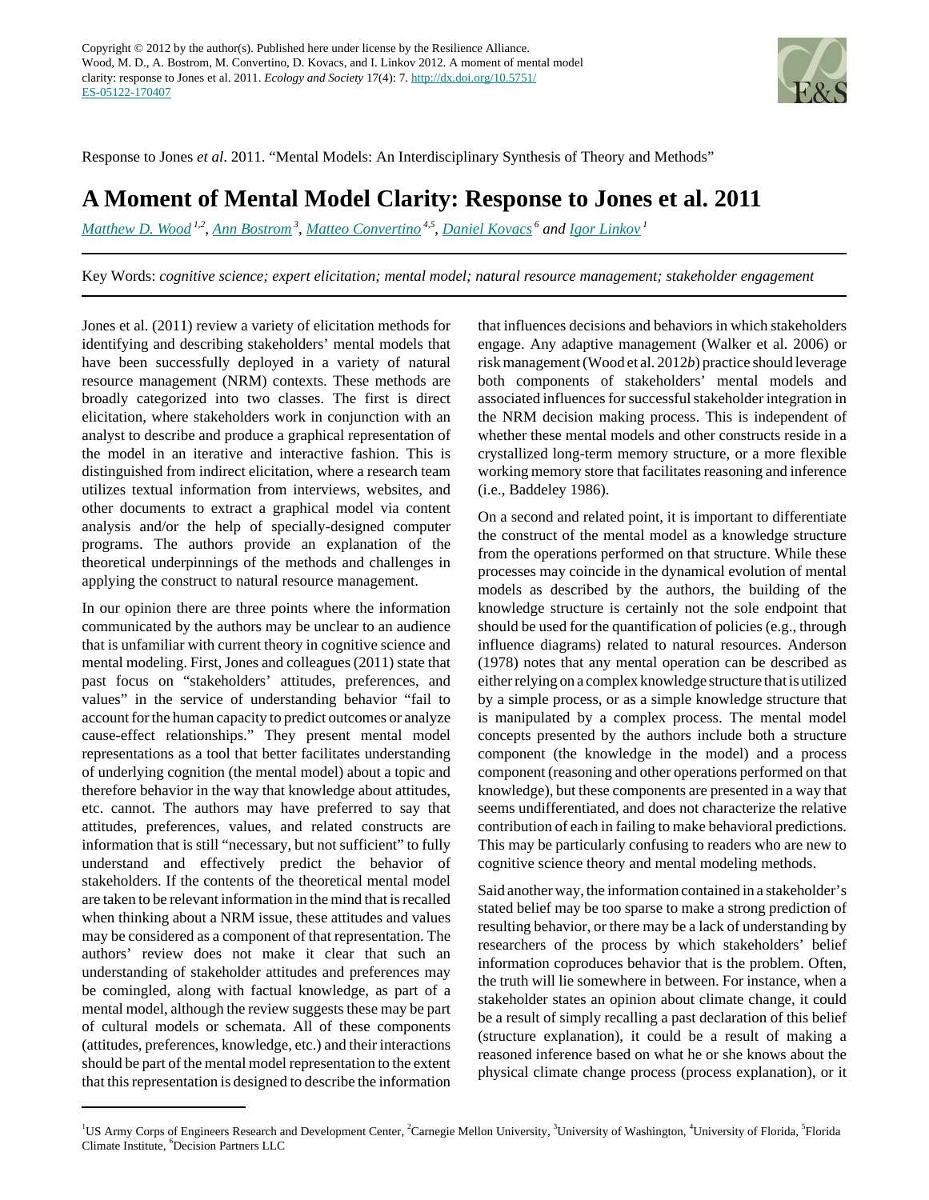Copyright © 2012 by the author(s). Published here under license by the Resilience Alliance.
Wood, M. D., A. Bostrom, M. Convertino, D. Kovacs, and I. Linkov 2012. A moment of mental model clarity: response to Jones et al. 2011. *Ecology and Society* 17(4): 7. http://dx.doi.org/10.5751/ES-05122-170407

Response to Jones *et al*. 2011. "Mental Models: An Interdisciplinary Synthesis of Theory and Methods"

# A Moment of Mental Model Clarity: Response to Jones et al. 2011

Matthew D. Wood[1,2], Ann Bostrom[3], Matteo Convertino[4,5], Daniel Kovacs[6] and Igor Linkov[1]

Key Words: *cognitive science; expert elicitation; mental model; natural resource management; stakeholder engagement*

Jones et al. (2011) review a variety of elicitation methods for identifying and describing stakeholders' mental models that have been successfully deployed in a variety of natural resource management (NRM) contexts. These methods are broadly categorized into two classes. The first is direct elicitation, where stakeholders work in conjunction with an analyst to describe and produce a graphical representation of the model in an iterative and interactive fashion. This is distinguished from indirect elicitation, where a research team utilizes textual information from interviews, websites, and other documents to extract a graphical model via content analysis and/or the help of specially-designed computer programs. The authors provide an explanation of the theoretical underpinnings of the methods and challenges in applying the construct to natural resource management.

In our opinion there are three points where the information communicated by the authors may be unclear to an audience that is unfamiliar with current theory in cognitive science and mental modeling. First, Jones and colleagues (2011) state that past focus on "stakeholders' attitudes, preferences, and values" in the service of understanding behavior "fail to account for the human capacity to predict outcomes or analyze cause-effect relationships." They present mental model representations as a tool that better facilitates understanding of underlying cognition (the mental model) about a topic and therefore behavior in the way that knowledge about attitudes, etc. cannot. The authors may have preferred to say that attitudes, preferences, values, and related constructs are information that is still "necessary, but not sufficient" to fully understand and effectively predict the behavior of stakeholders. If the contents of the theoretical mental model are taken to be relevant information in the mind that is recalled when thinking about a NRM issue, these attitudes and values may be considered as a component of that representation. The authors' review does not make it clear that such an understanding of stakeholder attitudes and preferences may be comingled, along with factual knowledge, as part of a mental model, although the review suggests these may be part of cultural models or schemata. All of these components (attitudes, preferences, knowledge, etc.) and their interactions should be part of the mental model representation to the extent that this representation is designed to describe the information that influences decisions and behaviors in which stakeholders engage. Any adaptive management (Walker et al. 2006) or risk management (Wood et al. 2012*b*) practice should leverage both components of stakeholders' mental models and associated influences for successful stakeholder integration in the NRM decision making process. This is independent of whether these mental models and other constructs reside in a crystallized long-term memory structure, or a more flexible working memory store that facilitates reasoning and inference (i.e., Baddeley 1986).

On a second and related point, it is important to differentiate the construct of the mental model as a knowledge structure from the operations performed on that structure. While these processes may coincide in the dynamical evolution of mental models as described by the authors, the building of the knowledge structure is certainly not the sole endpoint that should be used for the quantification of policies (e.g., through influence diagrams) related to natural resources. Anderson (1978) notes that any mental operation can be described as either relying on a complex knowledge structure that is utilized by a simple process, or as a simple knowledge structure that is manipulated by a complex process. The mental model concepts presented by the authors include both a structure component (the knowledge in the model) and a process component (reasoning and other operations performed on that knowledge), but these components are presented in a way that seems undifferentiated, and does not characterize the relative contribution of each in failing to make behavioral predictions. This may be particularly confusing to readers who are new to cognitive science theory and mental modeling methods.

Said another way, the information contained in a stakeholder's stated belief may be too sparse to make a strong prediction of resulting behavior, or there may be a lack of understanding by researchers of the process by which stakeholders' belief information coproduces behavior that is the problem. Often, the truth will lie somewhere in between. For instance, when a stakeholder states an opinion about climate change, it could be a result of simply recalling a past declaration of this belief (structure explanation), it could be a result of making a reasoned inference based on what he or she knows about the physical climate change process (process explanation), or it

[1]US Army Corps of Engineers Research and Development Center, [2]Carnegie Mellon University, [3]University of Washington, [4]University of Florida, [5]Florida Climate Institute, [6]Decision Partners LLC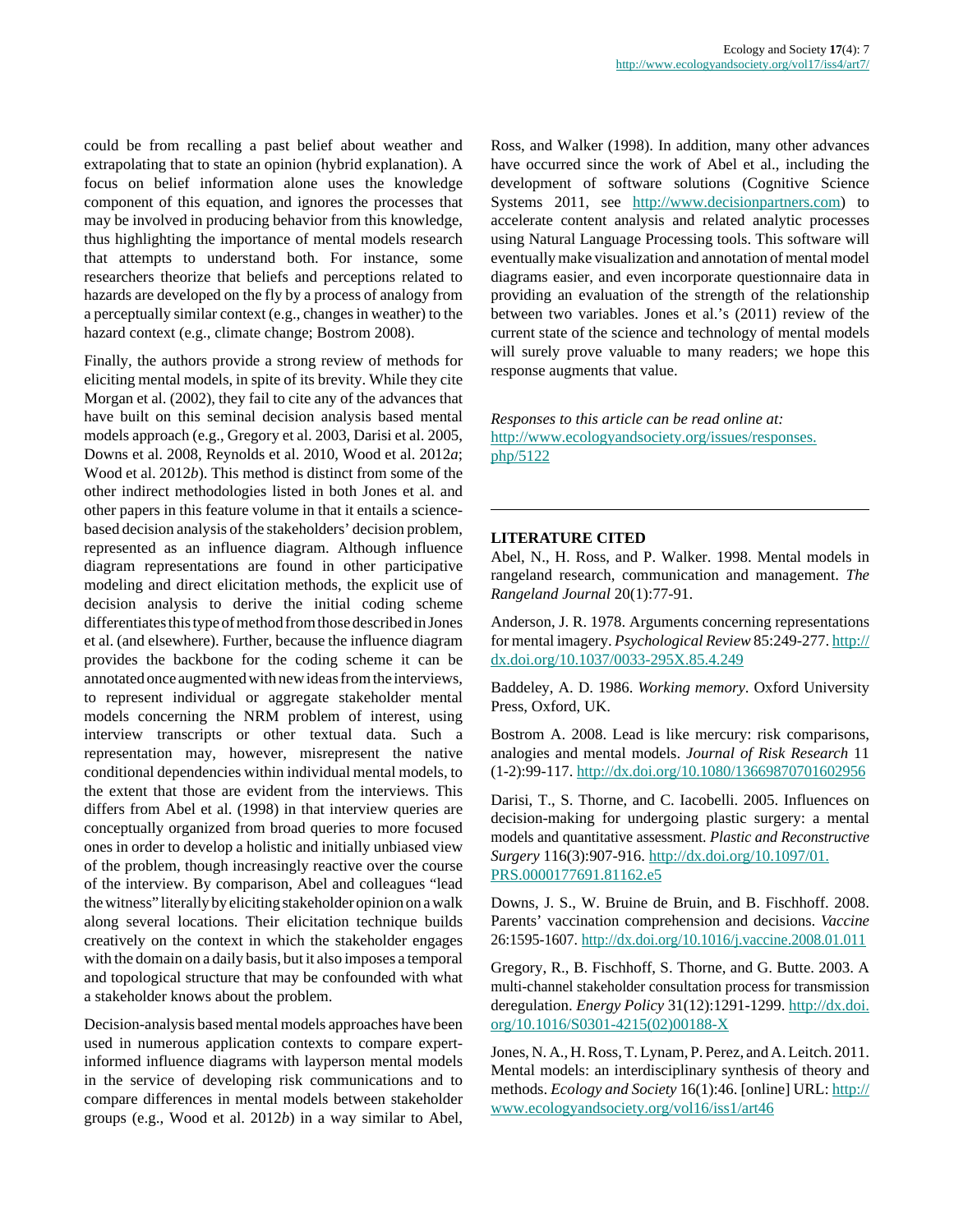could be from recalling a past belief about weather and extrapolating that to state an opinion (hybrid explanation). A focus on belief information alone uses the knowledge component of this equation, and ignores the processes that may be involved in producing behavior from this knowledge, thus highlighting the importance of mental models research that attempts to understand both. For instance, some researchers theorize that beliefs and perceptions related to hazards are developed on the fly by a process of analogy from a perceptually similar context (e.g., changes in weather) to the hazard context (e.g., climate change; Bostrom 2008).

Finally, the authors provide a strong review of methods for eliciting mental models, in spite of its brevity. While they cite Morgan et al. (2002), they fail to cite any of the advances that have built on this seminal decision analysis based mental models approach (e.g., Gregory et al. 2003, Darisi et al. 2005, Downs et al. 2008, Reynolds et al. 2010, Wood et al. 2012*a*; Wood et al. 2012*b*). This method is distinct from some of the other indirect methodologies listed in both Jones et al. and other papers in this feature volume in that it entails a science-based decision analysis of the stakeholders' decision problem, represented as an influence diagram. Although influence diagram representations are found in other participative modeling and direct elicitation methods, the explicit use of decision analysis to derive the initial coding scheme differentiates this type of method from those described in Jones et al. (and elsewhere). Further, because the influence diagram provides the backbone for the coding scheme it can be annotated once augmented with new ideas from the interviews, to represent individual or aggregate stakeholder mental models concerning the NRM problem of interest, using interview transcripts or other textual data. Such a representation may, however, misrepresent the native conditional dependencies within individual mental models, to the extent that those are evident from the interviews. This differs from Abel et al. (1998) in that interview queries are conceptually organized from broad queries to more focused ones in order to develop a holistic and initially unbiased view of the problem, though increasingly reactive over the course of the interview. By comparison, Abel and colleagues "lead the witness" literally by eliciting stakeholder opinion on a walk along several locations. Their elicitation technique builds creatively on the context in which the stakeholder engages with the domain on a daily basis, but it also imposes a temporal and topological structure that may be confounded with what a stakeholder knows about the problem.

Decision-analysis based mental models approaches have been used in numerous application contexts to compare expert-informed influence diagrams with layperson mental models in the service of developing risk communications and to compare differences in mental models between stakeholder groups (e.g., Wood et al. 2012*b*) in a way similar to Abel, Ross, and Walker (1998). In addition, many other advances have occurred since the work of Abel et al., including the development of software solutions (Cognitive Science Systems 2011, see http://www.decisionpartners.com) to accelerate content analysis and related analytic processes using Natural Language Processing tools. This software will eventually make visualization and annotation of mental model diagrams easier, and even incorporate questionnaire data in providing an evaluation of the strength of the relationship between two variables. Jones et al.'s (2011) review of the current state of the science and technology of mental models will surely prove valuable to many readers; we hope this response augments that value.

*Responses to this article can be read online at:*
http://www.ecologyandsociety.org/issues/responses.php/5122

## LITERATURE CITED

Abel, N., H. Ross, and P. Walker. 1998. Mental models in rangeland research, communication and management. *The Rangeland Journal* 20(1):77-91.

Anderson, J. R. 1978. Arguments concerning representations for mental imagery. *Psychological Review* 85:249-277. http://dx.doi.org/10.1037/0033-295X.85.4.249

Baddeley, A. D. 1986. *Working memory*. Oxford University Press, Oxford, UK.

Bostrom A. 2008. Lead is like mercury: risk comparisons, analogies and mental models. *Journal of Risk Research* 11 (1-2):99-117. http://dx.doi.org/10.1080/13669870701602956

Darisi, T., S. Thorne, and C. Iacobelli. 2005. Influences on decision-making for undergoing plastic surgery: a mental models and quantitative assessment. *Plastic and Reconstructive Surgery* 116(3):907-916. http://dx.doi.org/10.1097/01.PRS.0000177691.81162.e5

Downs, J. S., W. Bruine de Bruin, and B. Fischhoff. 2008. Parents' vaccination comprehension and decisions. *Vaccine* 26:1595-1607. http://dx.doi.org/10.1016/j.vaccine.2008.01.011

Gregory, R., B. Fischhoff, S. Thorne, and G. Butte. 2003. A multi-channel stakeholder consultation process for transmission deregulation. *Energy Policy* 31(12):1291-1299. http://dx.doi.org/10.1016/S0301-4215(02)00188-X

Jones, N. A., H. Ross, T. Lynam, P. Perez, and A. Leitch. 2011. Mental models: an interdisciplinary synthesis of theory and methods. *Ecology and Society* 16(1):46. [online] URL: http://www.ecologyandsociety.org/vol16/iss1/art46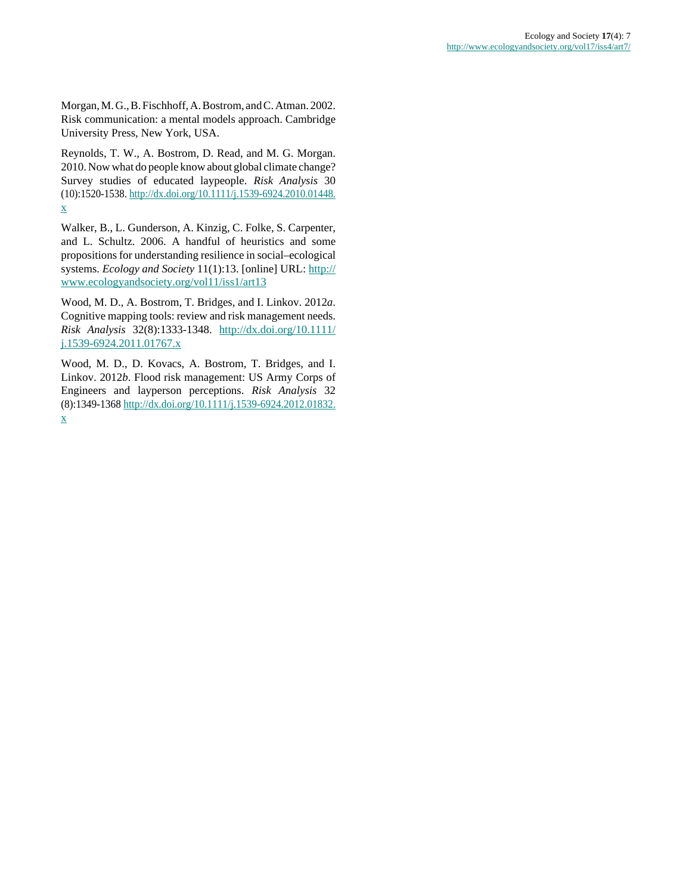Morgan, M. G., B. Fischhoff, A. Bostrom, and C. Atman. 2002. Risk communication: a mental models approach. Cambridge University Press, New York, USA.

Reynolds, T. W., A. Bostrom, D. Read, and M. G. Morgan. 2010. Now what do people know about global climate change? Survey studies of educated laypeople. *Risk Analysis* 30 (10):1520-1538. http://dx.doi.org/10.1111/j.1539-6924.2010.01448.x

Walker, B., L. Gunderson, A. Kinzig, C. Folke, S. Carpenter, and L. Schultz. 2006. A handful of heuristics and some propositions for understanding resilience in social–ecological systems. *Ecology and Society* 11(1):13. [online] URL: http://www.ecologyandsociety.org/vol11/iss1/art13

Wood, M. D., A. Bostrom, T. Bridges, and I. Linkov. 2012*a*. Cognitive mapping tools: review and risk management needs. *Risk Analysis* 32(8):1333-1348. http://dx.doi.org/10.1111/j.1539-6924.2011.01767.x

Wood, M. D., D. Kovacs, A. Bostrom, T. Bridges, and I. Linkov. 2012*b*. Flood risk management: US Army Corps of Engineers and layperson perceptions. *Risk Analysis* 32 (8):1349-1368 http://dx.doi.org/10.1111/j.1539-6924.2012.01832.x